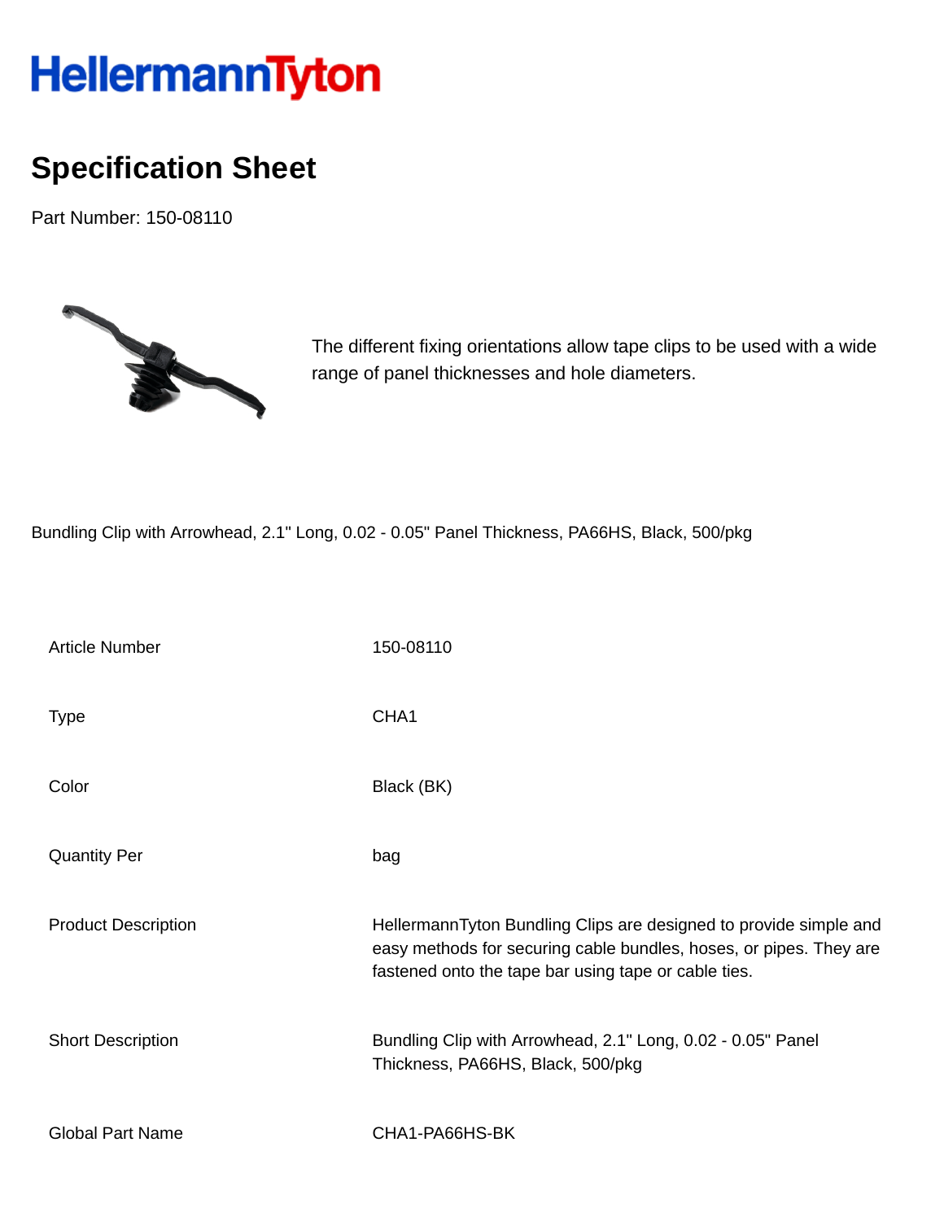# HellermannTyton

## Specification Sheet

Part Number: 150-08110

The different fixing orientations allow tape clips to be used with a wide range of panel thicknesses and hole diameters.

Bundling Clip with Arrowhead, 2.1" Long, 0.02 - 0.05" Panel Thickness, PA66HS, Black, 500/pkg

| | |
|---|---|
| Article Number | 150-08110 |
| Type | CHA1 |
| Color | Black (BK) |
| Quantity Per | bag |
| Product Description | HellermannTyton Bundling Clips are designed to provide simple and easy methods for securing cable bundles, hoses, or pipes. They are fastened onto the tape bar using tape or cable ties. |
| Short Description | Bundling Clip with Arrowhead, 2.1" Long, 0.02 - 0.05" Panel Thickness, PA66HS, Black, 500/pkg |
| Global Part Name | CHA1-PA66HS-BK |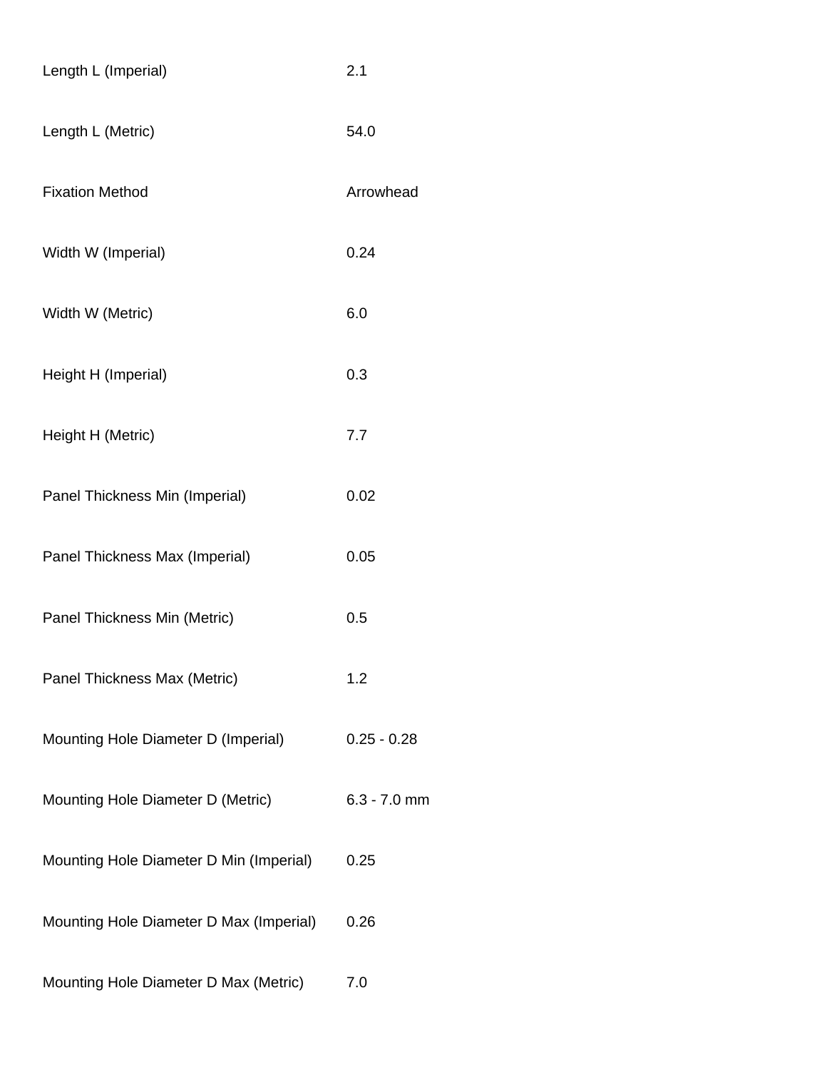| | |
|---|---|
| Length L (Imperial) | 2.1 |
| Length L (Metric) | 54.0 |
| Fixation Method | Arrowhead |
| Width W (Imperial) | 0.24 |
| Width W (Metric) | 6.0 |
| Height H (Imperial) | 0.3 |
| Height H (Metric) | 7.7 |
| Panel Thickness Min (Imperial) | 0.02 |
| Panel Thickness Max (Imperial) | 0.05 |
| Panel Thickness Min (Metric) | 0.5 |
| Panel Thickness Max (Metric) | 1.2 |
| Mounting Hole Diameter D (Imperial) | 0.25 - 0.28 |
| Mounting Hole Diameter D (Metric) | 6.3 - 7.0 mm |
| Mounting Hole Diameter D Min (Imperial) | 0.25 |
| Mounting Hole Diameter D Max (Imperial) | 0.26 |
| Mounting Hole Diameter D Max (Metric) | 7.0 |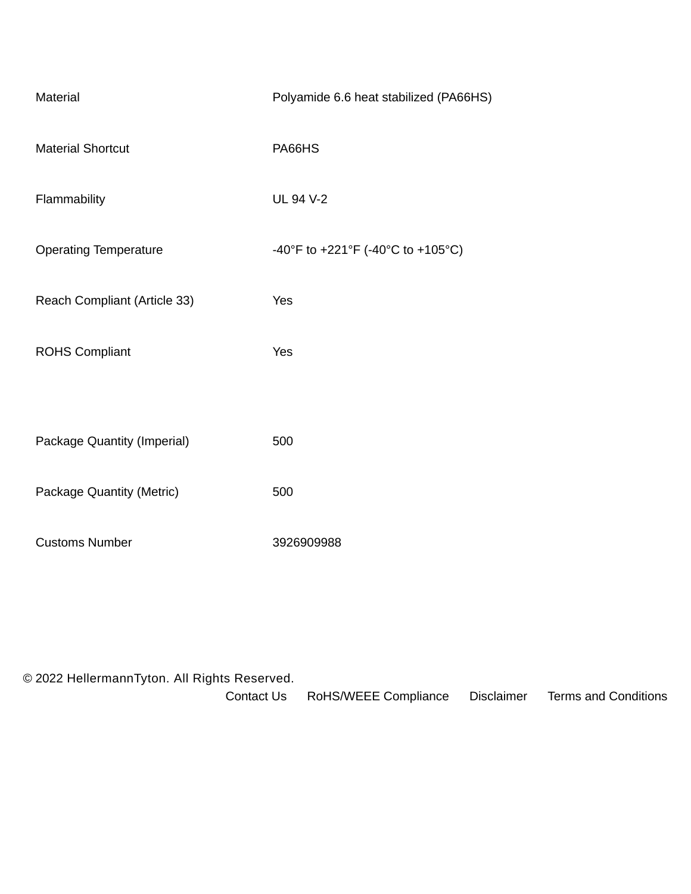| | |
|---|---|
| Material | Polyamide 6.6 heat stabilized (PA66HS) |
| Material Shortcut | PA66HS |
| Flammability | UL 94 V-2 |
| Operating Temperature | -40°F to +221°F (-40°C to +105°C) |
| Reach Compliant (Article 33) | Yes |
| ROHS Compliant | Yes |

| | |
|---|---|
| Package Quantity (Imperial) | 500 |
| Package Quantity (Metric) | 500 |
| Customs Number | 3926909988 |

© 2022 HellermannTyton. All Rights Reserved.

Contact Us   RoHS/WEEE Compliance   Disclaimer   Terms and Conditions